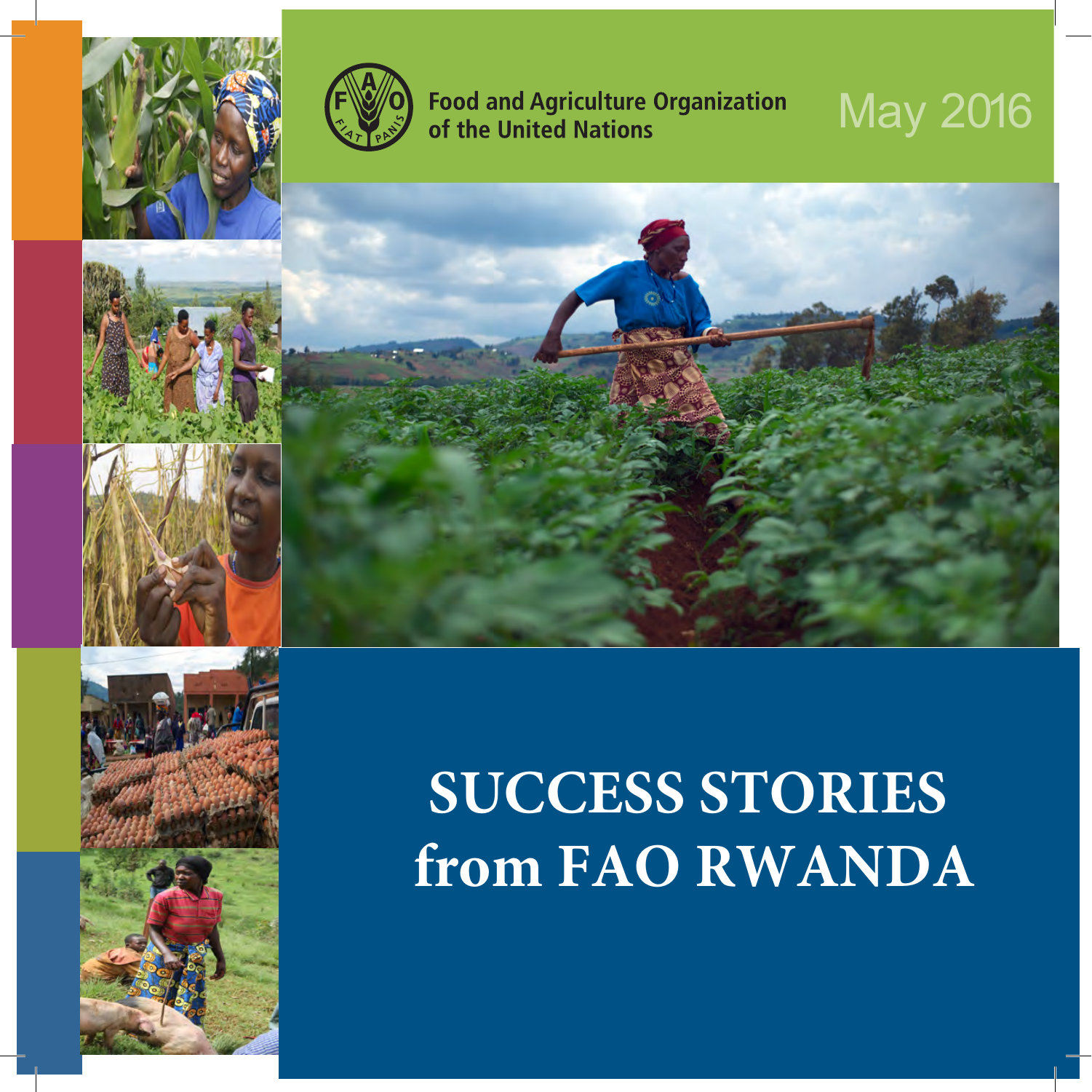Food and Agriculture Organization of the United Nations

May 2016

# SUCCESS STORIES from FAO RWANDA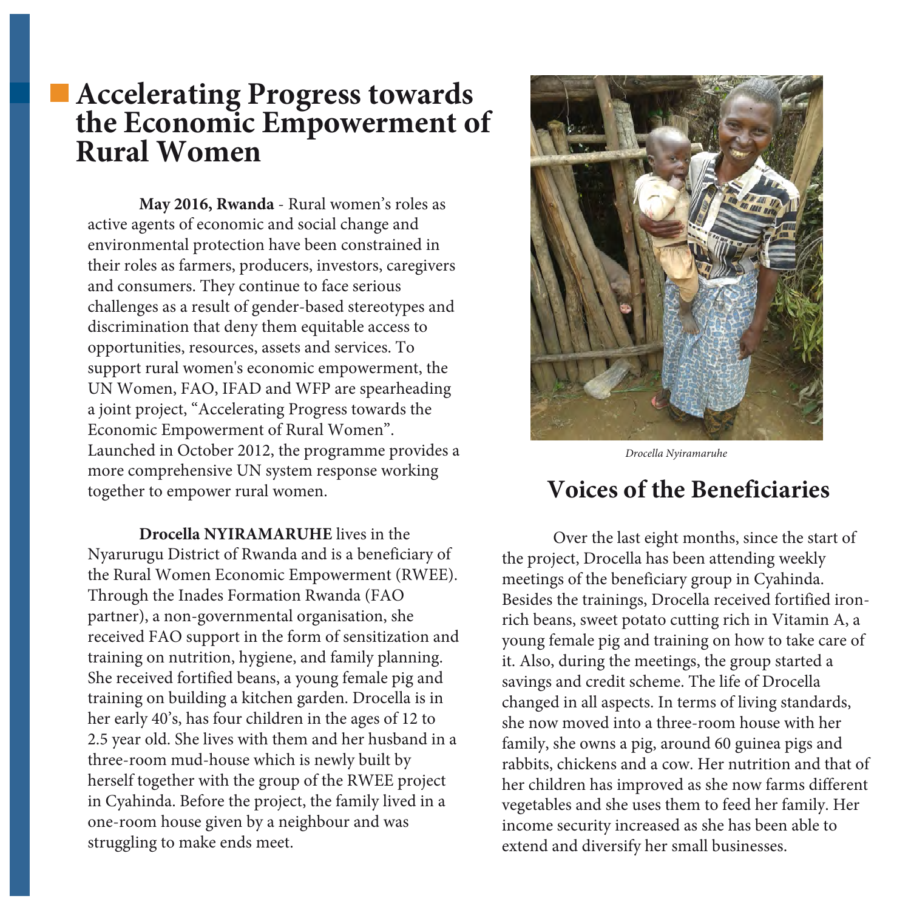# Accelerating Progress towards the Economic Empowerment of Rural Women

**May 2016, Rwanda** - Rural women's roles as active agents of economic and social change and environmental protection have been constrained in their roles as farmers, producers, investors, caregivers and consumers. They continue to face serious challenges as a result of gender-based stereotypes and discrimination that deny them equitable access to opportunities, resources, assets and services. To support rural women's economic empowerment, the UN Women, FAO, IFAD and WFP are spearheading a joint project, "Accelerating Progress towards the Economic Empowerment of Rural Women". Launched in October 2012, the programme provides a more comprehensive UN system response working together to empower rural women.

**Drocella NYIRAMARUHE** lives in the Nyarurugu District of Rwanda and is a beneficiary of the Rural Women Economic Empowerment (RWEE). Through the Inades Formation Rwanda (FAO partner), a non-governmental organisation, she received FAO support in the form of sensitization and training on nutrition, hygiene, and family planning. She received fortified beans, a young female pig and training on building a kitchen garden. Drocella is in her early 40's, has four children in the ages of 12 to 2.5 year old. She lives with them and her husband in a three-room mud-house which is newly built by herself together with the group of the RWEE project in Cyahinda. Before the project, the family lived in a one-room house given by a neighbour and was struggling to make ends meet.

*Drocella Nyiramaruhe*

## Voices of the Beneficiaries

Over the last eight months, since the start of the project, Drocella has been attending weekly meetings of the beneficiary group in Cyahinda. Besides the trainings, Drocella received fortified iron-rich beans, sweet potato cutting rich in Vitamin A, a young female pig and training on how to take care of it. Also, during the meetings, the group started a savings and credit scheme. The life of Drocella changed in all aspects. In terms of living standards, she now moved into a three-room house with her family, she owns a pig, around 60 guinea pigs and rabbits, chickens and a cow. Her nutrition and that of her children has improved as she now farms different vegetables and she uses them to feed her family. Her income security increased as she has been able to extend and diversify her small businesses.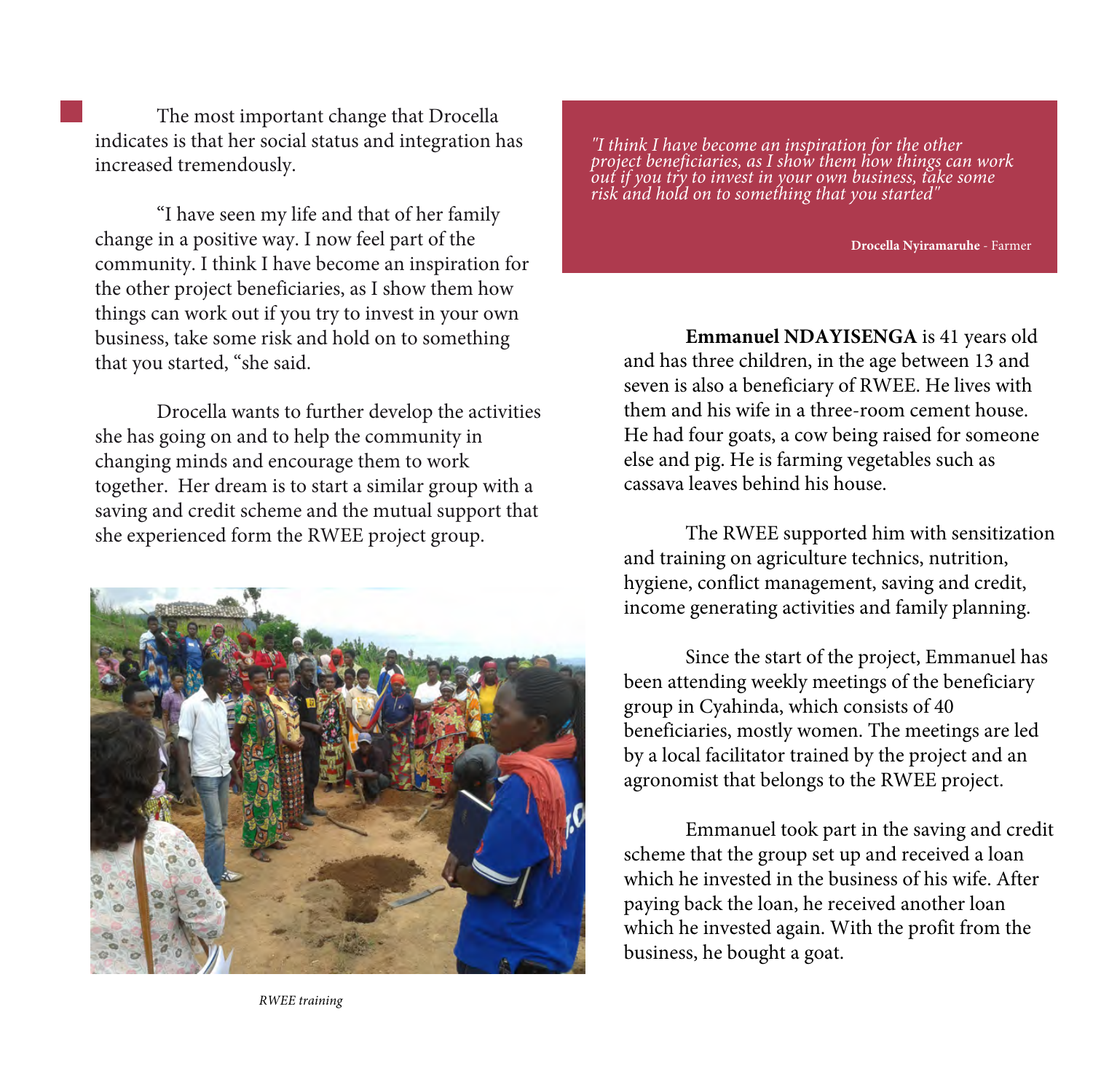The most important change that Drocella indicates is that her social status and integration has increased tremendously.

"I have seen my life and that of her family change in a positive way. I now feel part of the community. I think I have become an inspiration for the other project beneficiaries, as I show them how things can work out if you try to invest in your own business, take some risk and hold on to something that you started, "she said.

Drocella wants to further develop the activities she has going on and to help the community in changing minds and encourage them to work together. Her dream is to start a similar group with a saving and credit scheme and the mutual support that she experienced form the RWEE project group.

*RWEE training*

> *"I think I have become an inspiration for the other project beneficiaries, as I show them how things can work out if you try to invest in your own business, take some risk and hold on to something that you started"*
>
> **Drocella Nyiramaruhe** - Farmer

**Emmanuel NDAYISENGA** is 41 years old and has three children, in the age between 13 and seven is also a beneficiary of RWEE. He lives with them and his wife in a three-room cement house. He had four goats, a cow being raised for someone else and pig. He is farming vegetables such as cassava leaves behind his house.

The RWEE supported him with sensitization and training on agriculture technics, nutrition, hygiene, conflict management, saving and credit, income generating activities and family planning.

Since the start of the project, Emmanuel has been attending weekly meetings of the beneficiary group in Cyahinda, which consists of 40 beneficiaries, mostly women. The meetings are led by a local facilitator trained by the project and an agronomist that belongs to the RWEE project.

Emmanuel took part in the saving and credit scheme that the group set up and received a loan which he invested in the business of his wife. After paying back the loan, he received another loan which he invested again. With the profit from the business, he bought a goat.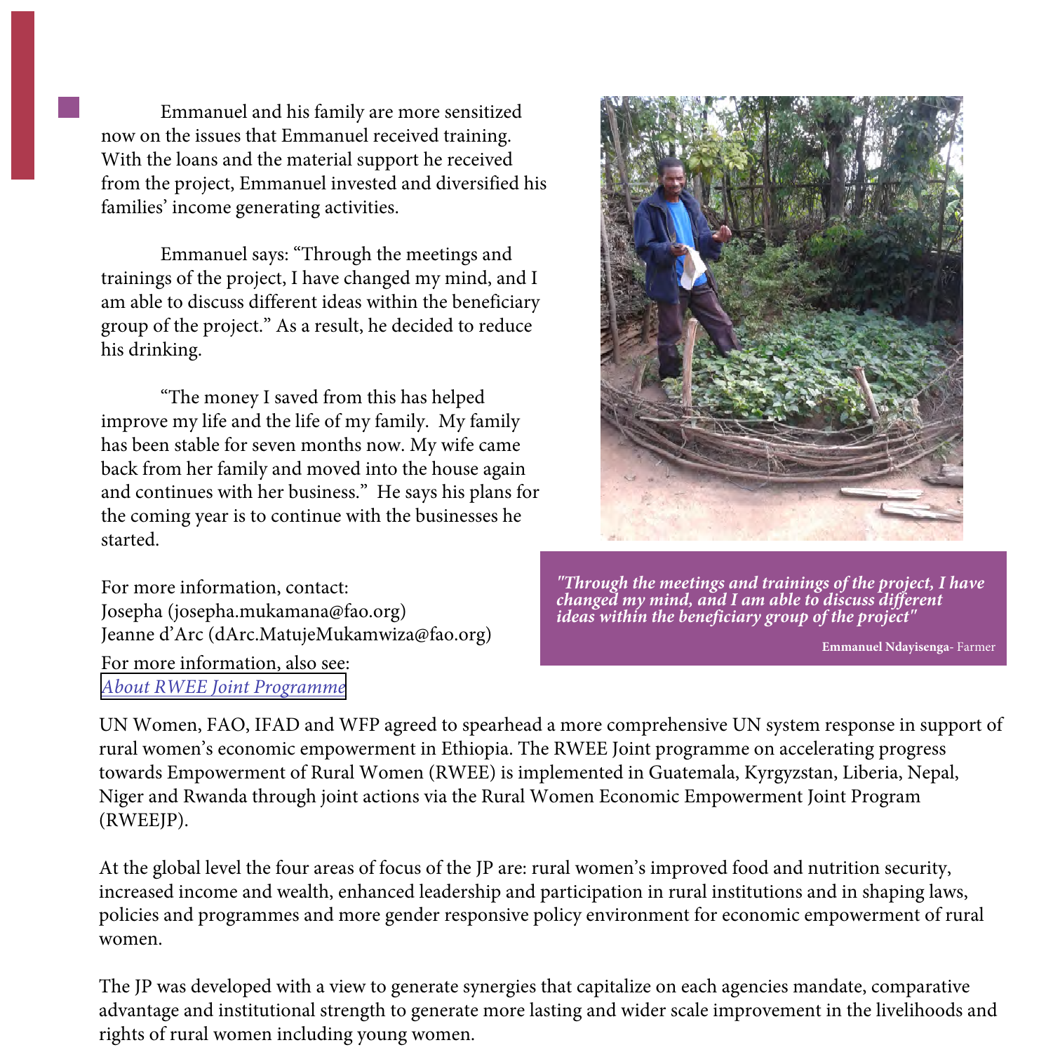Emmanuel and his family are more sensitized now on the issues that Emmanuel received training. With the loans and the material support he received from the project, Emmanuel invested and diversified his families' income generating activities.

Emmanuel says: "Through the meetings and trainings of the project, I have changed my mind, and I am able to discuss different ideas within the beneficiary group of the project." As a result, he decided to reduce his drinking.

"The money I saved from this has helped improve my life and the life of my family. My family has been stable for seven months now. My wife came back from her family and moved into the house again and continues with her business." He says his plans for the coming year is to continue with the businesses he started.

***"Through the meetings and trainings of the project, I have changed my mind, and I am able to discuss different ideas within the beneficiary group of the project"***

**Emmanuel Ndayisenga**- Farmer

For more information, contact:
Josepha (josepha.mukamana@fao.org)
Jeanne d'Arc (dArc.MatujeMukamwiza@fao.org)

For more information, also see:
*About RWEE Joint Programme*

UN Women, FAO, IFAD and WFP agreed to spearhead a more comprehensive UN system response in support of rural women's economic empowerment in Ethiopia. The RWEE Joint programme on accelerating progress towards Empowerment of Rural Women (RWEE) is implemented in Guatemala, Kyrgyzstan, Liberia, Nepal, Niger and Rwanda through joint actions via the Rural Women Economic Empowerment Joint Program (RWEEJP).

At the global level the four areas of focus of the JP are: rural women's improved food and nutrition security, increased income and wealth, enhanced leadership and participation in rural institutions and in shaping laws, policies and programmes and more gender responsive policy environment for economic empowerment of rural women.

The JP was developed with a view to generate synergies that capitalize on each agencies mandate, comparative advantage and institutional strength to generate more lasting and wider scale improvement in the livelihoods and rights of rural women including young women.